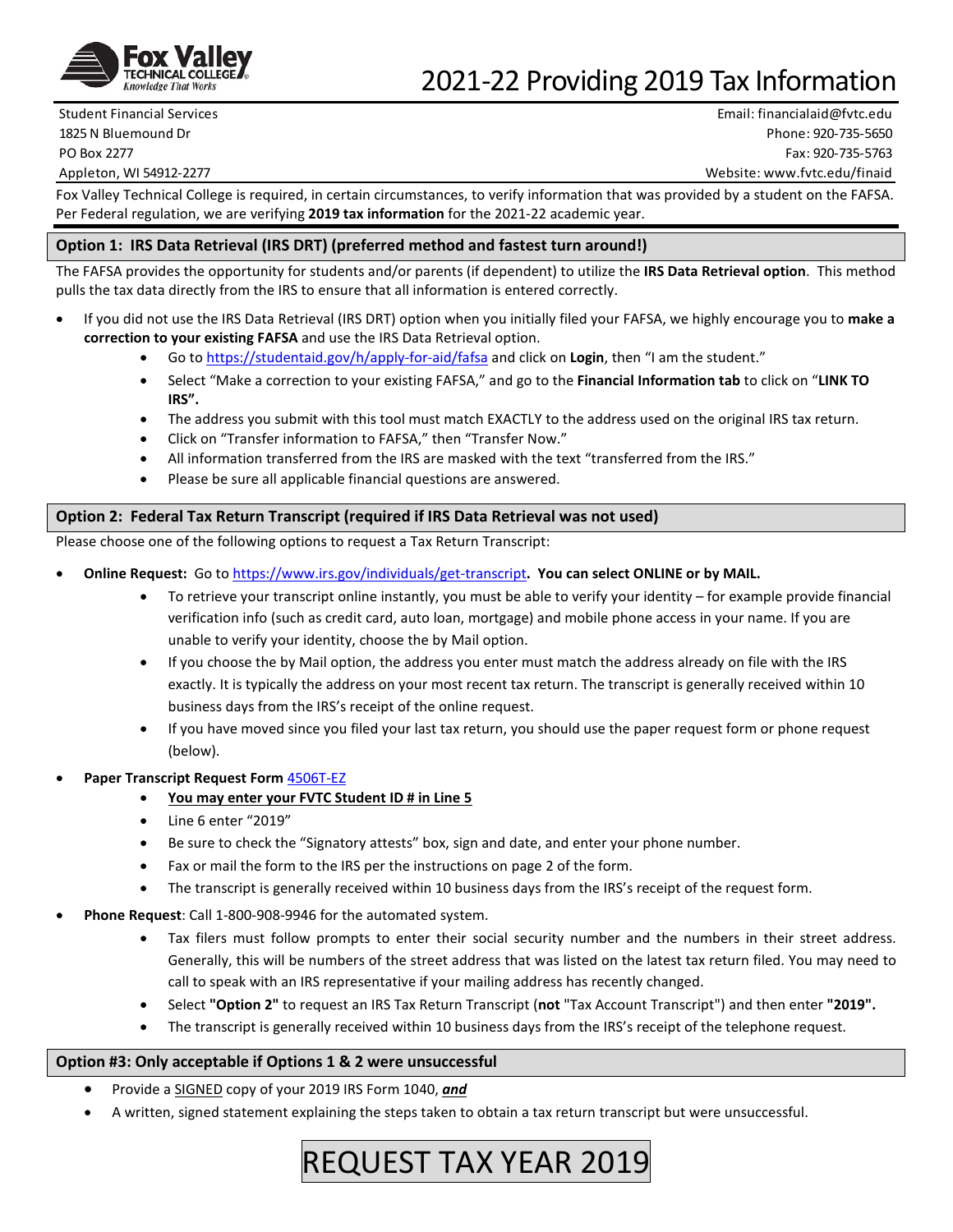Fox Valley Technical College — Knowledge That Works

# 2021-22 Providing 2019 Tax Information

Student Financial Services
1825 N Bluemound Dr
PO Box 2277
Appleton, WI 54912-2277

Email: financialaid@fvtc.edu
Phone: 920-735-5650
Fax: 920-735-5763
Website: www.fvtc.edu/finaid

Fox Valley Technical College is required, in certain circumstances, to verify information that was provided by a student on the FAFSA. Per Federal regulation, we are verifying **2019 tax information** for the 2021-22 academic year.

## Option 1: IRS Data Retrieval (IRS DRT) (preferred method and fastest turn around!)

The FAFSA provides the opportunity for students and/or parents (if dependent) to utilize the **IRS Data Retrieval option**. This method pulls the tax data directly from the IRS to ensure that all information is entered correctly.

- If you did not use the IRS Data Retrieval (IRS DRT) option when you initially filed your FAFSA, we highly encourage you to **make a correction to your existing FAFSA** and use the IRS Data Retrieval option.
  - Go to https://studentaid.gov/h/apply-for-aid/fafsa and click on **Login**, then "I am the student."
  - Select "Make a correction to your existing FAFSA," and go to the **Financial Information tab** to click on "**LINK TO IRS".**
  - The address you submit with this tool must match EXACTLY to the address used on the original IRS tax return.
  - Click on "Transfer information to FAFSA," then "Transfer Now."
  - All information transferred from the IRS are masked with the text "transferred from the IRS."
  - Please be sure all applicable financial questions are answered.

## Option 2: Federal Tax Return Transcript (required if IRS Data Retrieval was not used)

Please choose one of the following options to request a Tax Return Transcript:

- **Online Request:** Go to https://www.irs.gov/individuals/get-transcript**. You can select ONLINE or by MAIL.**
  - To retrieve your transcript online instantly, you must be able to verify your identity – for example provide financial verification info (such as credit card, auto loan, mortgage) and mobile phone access in your name. If you are unable to verify your identity, choose the by Mail option.
  - If you choose the by Mail option, the address you enter must match the address already on file with the IRS exactly. It is typically the address on your most recent tax return. The transcript is generally received within 10 business days from the IRS's receipt of the online request.
  - If you have moved since you filed your last tax return, you should use the paper request form or phone request (below).
- **Paper Transcript Request Form** 4506T-EZ
  - **You may enter your FVTC Student ID # in Line 5**
  - Line 6 enter "2019"
  - Be sure to check the "Signatory attests" box, sign and date, and enter your phone number.
  - Fax or mail the form to the IRS per the instructions on page 2 of the form.
  - The transcript is generally received within 10 business days from the IRS's receipt of the request form.
- **Phone Request**: Call 1-800-908-9946 for the automated system.
  - Tax filers must follow prompts to enter their social security number and the numbers in their street address. Generally, this will be numbers of the street address that was listed on the latest tax return filed. You may need to call to speak with an IRS representative if your mailing address has recently changed.
  - Select **"Option 2"** to request an IRS Tax Return Transcript (**not** "Tax Account Transcript") and then enter **"2019".**
  - The transcript is generally received within 10 business days from the IRS's receipt of the telephone request.

## Option #3: Only acceptable if Options 1 & 2 were unsuccessful

- Provide a SIGNED copy of your 2019 IRS Form 1040, ***and***
- A written, signed statement explaining the steps taken to obtain a tax return transcript but were unsuccessful.

# REQUEST TAX YEAR 2019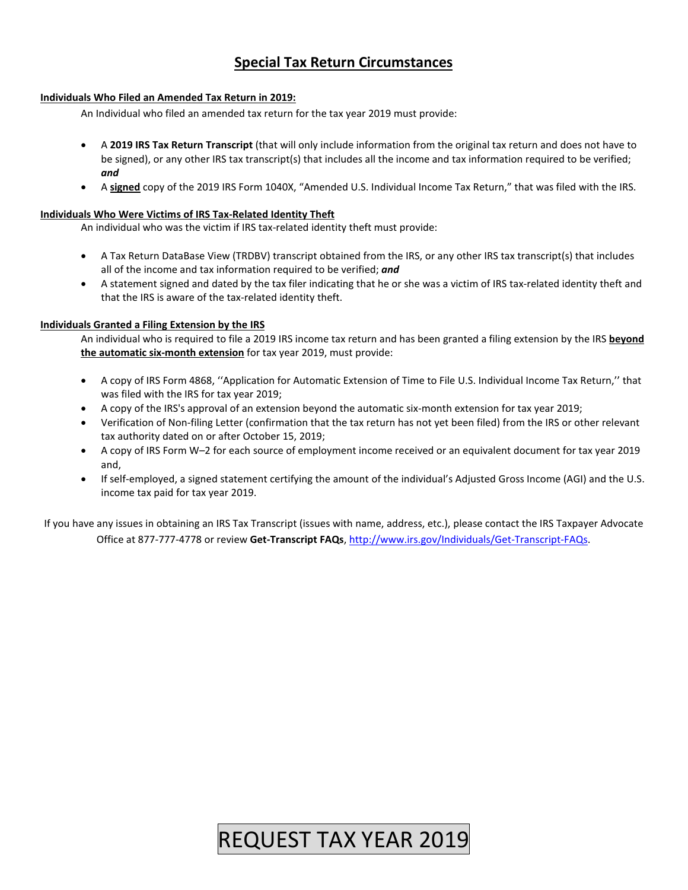# Special Tax Return Circumstances

**Individuals Who Filed an Amended Tax Return in 2019:**

An Individual who filed an amended tax return for the tax year 2019 must provide:

- A **2019 IRS Tax Return Transcript** (that will only include information from the original tax return and does not have to be signed), or any other IRS tax transcript(s) that includes all the income and tax information required to be verified; ***and***
- A **signed** copy of the 2019 IRS Form 1040X, "Amended U.S. Individual Income Tax Return," that was filed with the IRS.

**Individuals Who Were Victims of IRS Tax-Related Identity Theft**

An individual who was the victim if IRS tax-related identity theft must provide:

- A Tax Return DataBase View (TRDBV) transcript obtained from the IRS, or any other IRS tax transcript(s) that includes all of the income and tax information required to be verified; ***and***
- A statement signed and dated by the tax filer indicating that he or she was a victim of IRS tax-related identity theft and that the IRS is aware of the tax-related identity theft.

**Individuals Granted a Filing Extension by the IRS**

An individual who is required to file a 2019 IRS income tax return and has been granted a filing extension by the IRS **beyond the automatic six-month extension** for tax year 2019, must provide:

- A copy of IRS Form 4868, ''Application for Automatic Extension of Time to File U.S. Individual Income Tax Return,'' that was filed with the IRS for tax year 2019;
- A copy of the IRS's approval of an extension beyond the automatic six-month extension for tax year 2019;
- Verification of Non-filing Letter (confirmation that the tax return has not yet been filed) from the IRS or other relevant tax authority dated on or after October 15, 2019;
- A copy of IRS Form W–2 for each source of employment income received or an equivalent document for tax year 2019 and,
- If self-employed, a signed statement certifying the amount of the individual's Adjusted Gross Income (AGI) and the U.S. income tax paid for tax year 2019.

If you have any issues in obtaining an IRS Tax Transcript (issues with name, address, etc.), please contact the IRS Taxpayer Advocate Office at 877-777-4778 or review **Get-Transcript FAQs**, http://www.irs.gov/Individuals/Get-Transcript-FAQs.

REQUEST TAX YEAR 2019